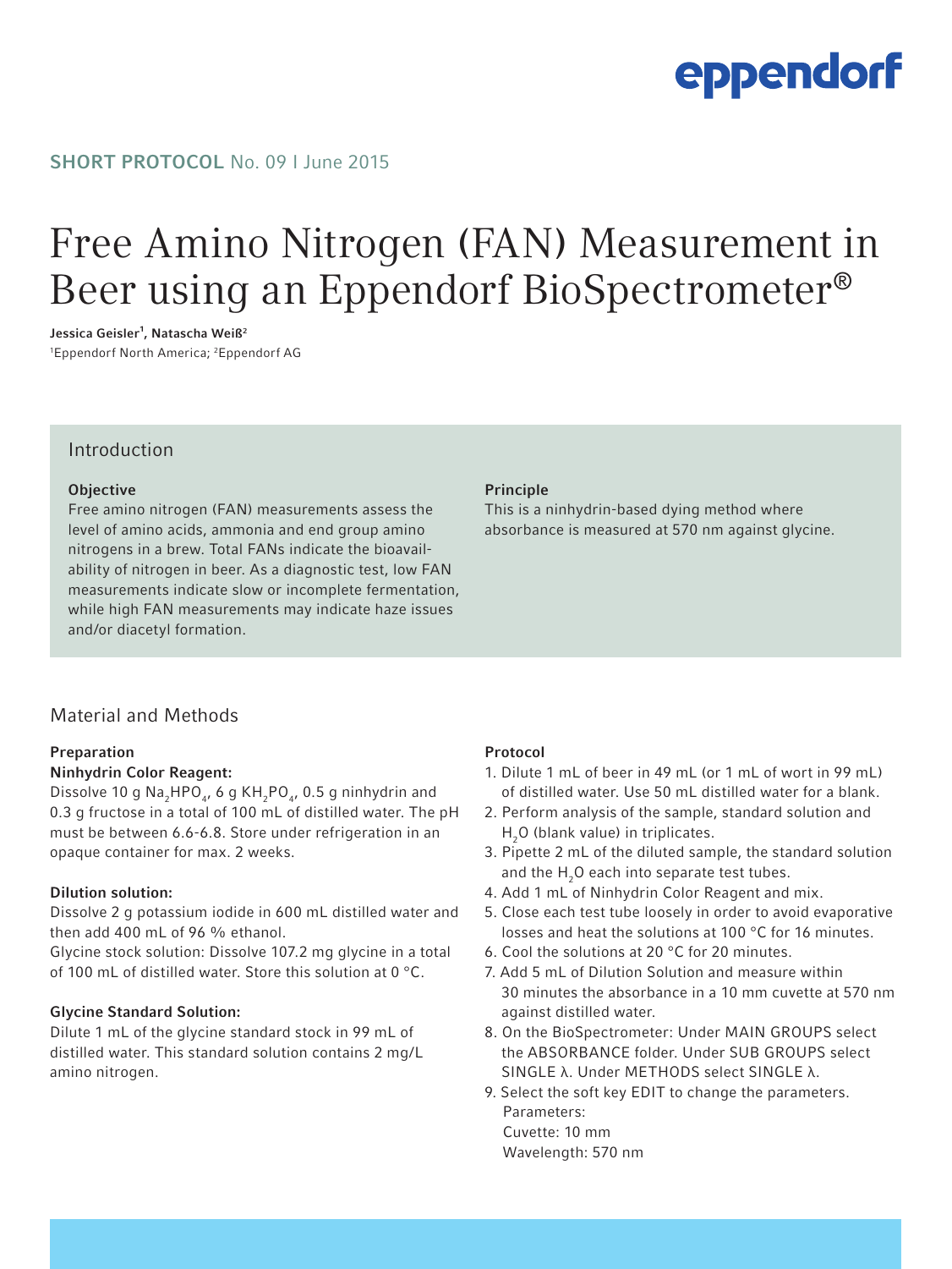eppendorf

**SHORT PROTOCOL** No. 09 I June 2015

# Free Amino Nitrogen (FAN) Measurement in Beer using an Eppendorf BioSpectrometer®

**Jessica Geisler[1], Natascha Weiß[2]**

[1]Eppendorf North America; [2]Eppendorf AG

## Introduction

### Objective

Free amino nitrogen (FAN) measurements assess the level of amino acids, ammonia and end group amino nitrogens in a brew. Total FANs indicate the bioavailability of nitrogen in beer. As a diagnostic test, low FAN measurements indicate slow or incomplete fermentation, while high FAN measurements may indicate haze issues and/or diacetyl formation.

### Principle

This is a ninhydrin-based dying method where absorbance is measured at 570 nm against glycine.

## Material and Methods

### Preparation

**Ninhydrin Color Reagent:**

Dissolve 10 g $Na_2HPO_4$, 6 g $KH_2PO_4$, 0.5 g ninhydrin and 0.3 g fructose in a total of 100 mL of distilled water. The pH must be between 6.6-6.8. Store under refrigeration in an opaque container for max. 2 weeks.

**Dilution solution:**

Dissolve 2 g potassium iodide in 600 mL distilled water and then add 400 mL of 96 % ethanol.

Glycine stock solution: Dissolve 107.2 mg glycine in a total of 100 mL of distilled water. Store this solution at 0 °C.

**Glycine Standard Solution:**

Dilute 1 mL of the glycine standard stock in 99 mL of distilled water. This standard solution contains 2 mg/L amino nitrogen.

### Protocol

1. Dilute 1 mL of beer in 49 mL (or 1 mL of wort in 99 mL) of distilled water. Use 50 mL distilled water for a blank.
2. Perform analysis of the sample, standard solution and $H_2O$ (blank value) in triplicates.
3. Pipette 2 mL of the diluted sample, the standard solution and the $H_2O$ each into separate test tubes.
4. Add 1 mL of Ninhydrin Color Reagent and mix.
5. Close each test tube loosely in order to avoid evaporative losses and heat the solutions at 100 °C for 16 minutes.
6. Cool the solutions at 20 °C for 20 minutes.
7. Add 5 mL of Dilution Solution and measure within 30 minutes the absorbance in a 10 mm cuvette at 570 nm against distilled water.
8. On the BioSpectrometer: Under MAIN GROUPS select the ABSORBANCE folder. Under SUB GROUPS select SINGLE λ. Under METHODS select SINGLE λ.
9. Select the soft key EDIT to change the parameters.
   Parameters:
   Cuvette: 10 mm
   Wavelength: 570 nm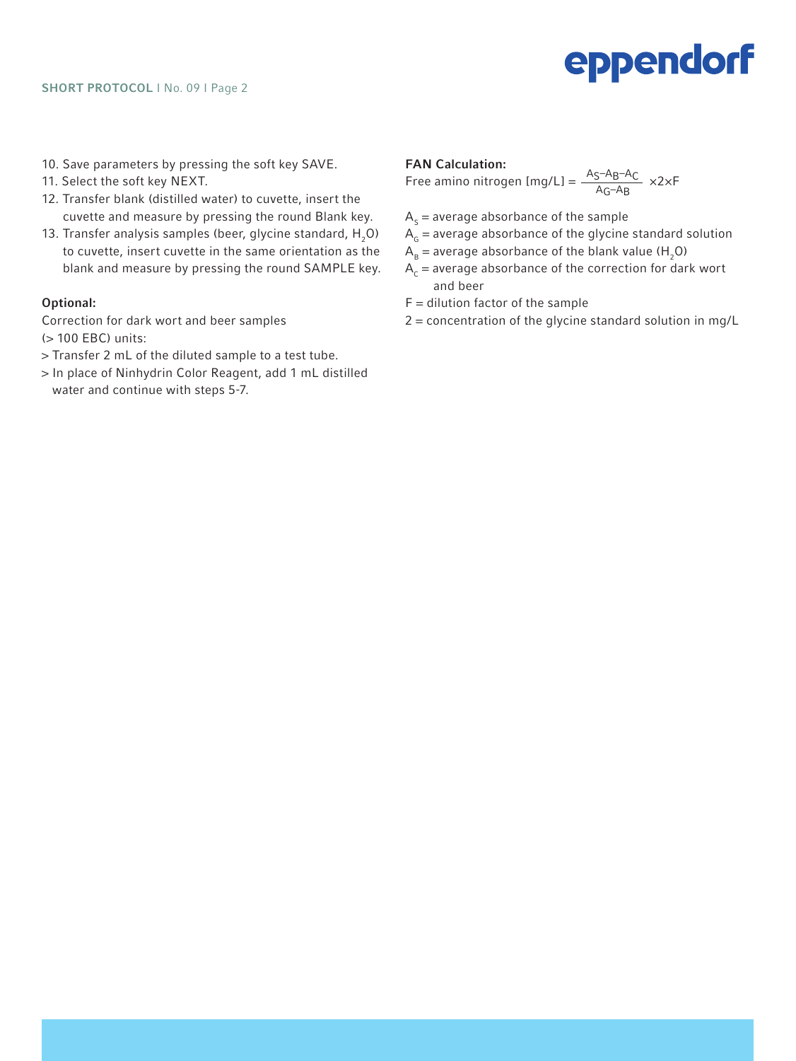10. Save parameters by pressing the soft key SAVE.
11. Select the soft key NEXT.
12. Transfer blank (distilled water) to cuvette, insert the cuvette and measure by pressing the round Blank key.
13. Transfer analysis samples (beer, glycine standard, $H_2O$) to cuvette, insert cuvette in the same orientation as the blank and measure by pressing the round SAMPLE key.

**Optional:**

Correction for dark wort and beer samples (> 100 EBC) units:

> Transfer 2 mL of the diluted sample to a test tube.
> In place of Ninhydrin Color Reagent, add 1 mL distilled water and continue with steps 5-7.

**FAN Calculation:**

$$\text{Free amino nitrogen [mg/L]} = \frac{A_S - A_B - A_C}{A_G - A_B} \times 2 \times F$$

$A_S$ = average absorbance of the sample
$A_G$ = average absorbance of the glycine standard solution
$A_B$ = average absorbance of the blank value ($H_2O$)
$A_C$ = average absorbance of the correction for dark wort and beer
$F$ = dilution factor of the sample
2 = concentration of the glycine standard solution in mg/L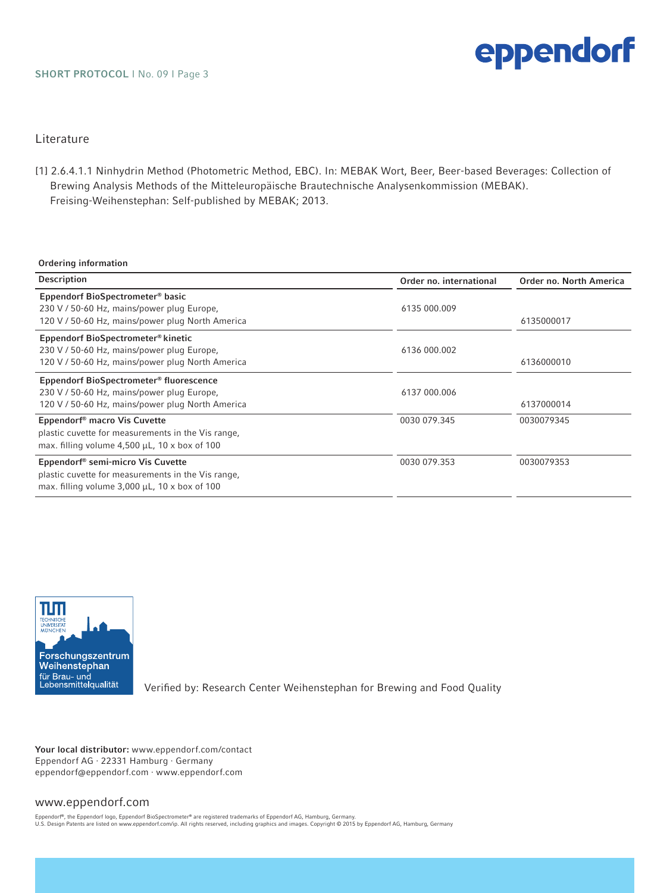## Literature

[1] 2.6.4.1.1 Ninhydrin Method (Photometric Method, EBC). In: MEBAK Wort, Beer, Beer-based Beverages: Collection of Brewing Analysis Methods of the Mitteleuropäische Brautechnische Analysenkommission (MEBAK). Freising-Weihenstephan: Self-published by MEBAK; 2013.

**Ordering information**

| Description | Order no. international | Order no. North America |
|---|---|---|
| **Eppendorf BioSpectrometer® basic**<br>230 V / 50-60 Hz, mains/power plug Europe,<br>120 V / 50-60 Hz, mains/power plug North America | 6135 000.009 | 6135000017 |
| **Eppendorf BioSpectrometer® kinetic**<br>230 V / 50-60 Hz, mains/power plug Europe,<br>120 V / 50-60 Hz, mains/power plug North America | 6136 000.002 | 6136000010 |
| **Eppendorf BioSpectrometer® fluorescence**<br>230 V / 50-60 Hz, mains/power plug Europe,<br>120 V / 50-60 Hz, mains/power plug North America | 6137 000.006 | 6137000014 |
| **Eppendorf® macro Vis Cuvette**<br>plastic cuvette for measurements in the Vis range,<br>max. filling volume 4,500 µL, 10 x box of 100 | 0030 079.345 | 0030079345 |
| **Eppendorf® semi-micro Vis Cuvette**<br>plastic cuvette for measurements in the Vis range,<br>max. filling volume 3,000 µL, 10 x box of 100 | 0030 079.353 | 0030079353 |

TUM Technische Universität München
Forschungszentrum Weihenstephan für Brau- und Lebensmittelqualität

Verified by: Research Center Weihenstephan for Brewing and Food Quality

**Your local distributor:** www.eppendorf.com/contact
Eppendorf AG · 22331 Hamburg · Germany
eppendorf@eppendorf.com · www.eppendorf.com

www.eppendorf.com

Eppendorf®, the Eppendorf logo, Eppendorf BioSpectrometer® are registered trademarks of Eppendorf AG, Hamburg, Germany.
U.S. Design Patents are listed on www.eppendorf.com/ip. All rights reserved, including graphics and images. Copyright © 2015 by Eppendorf AG, Hamburg, Germany